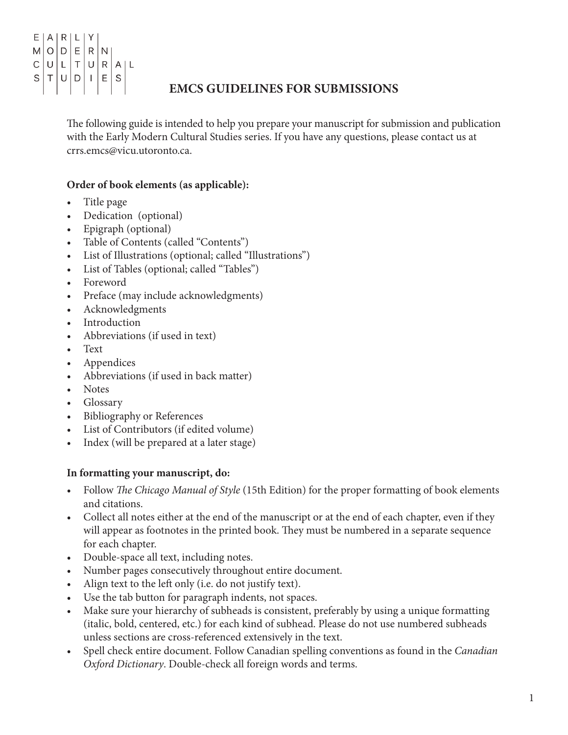EARLY MODERN CULTURAL STUDIES

# EMCS GUIDELINES FOR SUBMISSIONS

The following guide is intended to help you prepare your manuscript for submission and publication with the Early Modern Cultural Studies series. If you have any questions, please contact us at crrs.emcs@vicu.utoronto.ca.

**Order of book elements (as applicable):**

- Title page
- Dedication (optional)
- Epigraph (optional)
- Table of Contents (called "Contents")
- List of Illustrations (optional; called "Illustrations")
- List of Tables (optional; called "Tables")
- Foreword
- Preface (may include acknowledgments)
- Acknowledgments
- Introduction
- Abbreviations (if used in text)
- Text
- Appendices
- Abbreviations (if used in back matter)
- Notes
- Glossary
- Bibliography or References
- List of Contributors (if edited volume)
- Index (will be prepared at a later stage)

**In formatting your manuscript, do:**

- Follow *The Chicago Manual of Style* (15th Edition) for the proper formatting of book elements and citations.
- Collect all notes either at the end of the manuscript or at the end of each chapter, even if they will appear as footnotes in the printed book. They must be numbered in a separate sequence for each chapter.
- Double-space all text, including notes.
- Number pages consecutively throughout entire document.
- Align text to the left only (i.e. do not justify text).
- Use the tab button for paragraph indents, not spaces.
- Make sure your hierarchy of subheads is consistent, preferably by using a unique formatting (italic, bold, centered, etc.) for each kind of subhead. Please do not use numbered subheads unless sections are cross-referenced extensively in the text.
- Spell check entire document. Follow Canadian spelling conventions as found in the *Canadian Oxford Dictionary*. Double-check all foreign words and terms.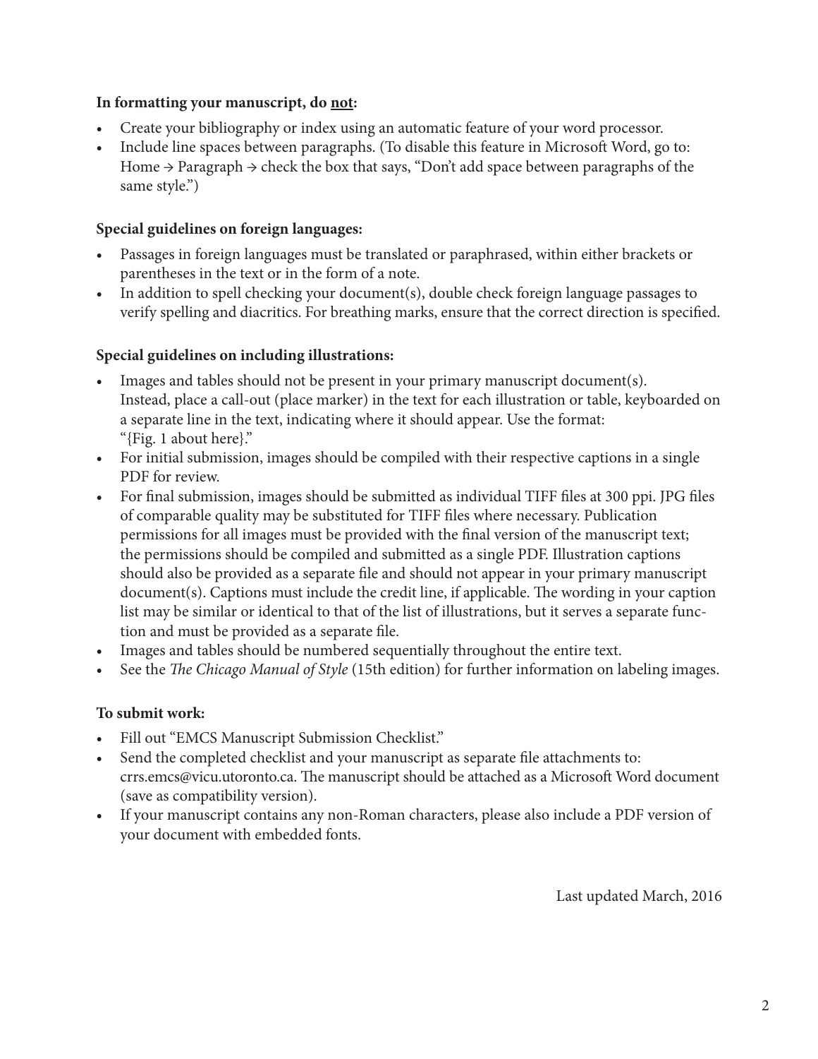**In formatting your manuscript, do <u>not</u>:**

- Create your bibliography or index using an automatic feature of your word processor.
- Include line spaces between paragraphs. (To disable this feature in Microsoft Word, go to: Home → Paragraph → check the box that says, "Don't add space between paragraphs of the same style.")

**Special guidelines on foreign languages:**

- Passages in foreign languages must be translated or paraphrased, within either brackets or parentheses in the text or in the form of a note.
- In addition to spell checking your document(s), double check foreign language passages to verify spelling and diacritics. For breathing marks, ensure that the correct direction is specified.

**Special guidelines on including illustrations:**

- Images and tables should not be present in your primary manuscript document(s). Instead, place a call-out (place marker) in the text for each illustration or table, keyboarded on a separate line in the text, indicating where it should appear. Use the format: "{Fig. 1 about here}."
- For initial submission, images should be compiled with their respective captions in a single PDF for review.
- For final submission, images should be submitted as individual TIFF files at 300 ppi. JPG files of comparable quality may be substituted for TIFF files where necessary. Publication permissions for all images must be provided with the final version of the manuscript text; the permissions should be compiled and submitted as a single PDF. Illustration captions should also be provided as a separate file and should not appear in your primary manuscript document(s). Captions must include the credit line, if applicable. The wording in your caption list may be similar or identical to that of the list of illustrations, but it serves a separate function and must be provided as a separate file.
- Images and tables should be numbered sequentially throughout the entire text.
- See the *The Chicago Manual of Style* (15th edition) for further information on labeling images.

**To submit work:**

- Fill out "EMCS Manuscript Submission Checklist."
- Send the completed checklist and your manuscript as separate file attachments to: crrs.emcs@vicu.utoronto.ca. The manuscript should be attached as a Microsoft Word document (save as compatibility version).
- If your manuscript contains any non-Roman characters, please also include a PDF version of your document with embedded fonts.

Last updated March, 2016